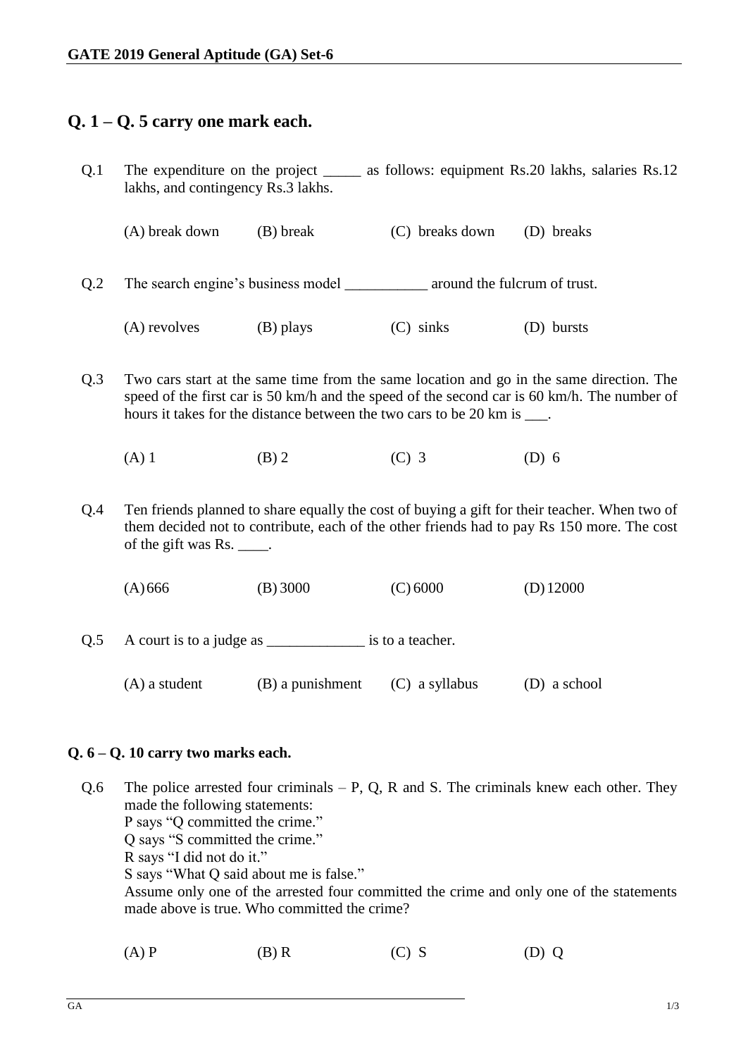# GATE 2019 General Aptitude (GA) Set-6

## Q. 1 – Q. 5 carry one mark each.

Q.1 The expenditure on the project _____ as follows: equipment Rs.20 lakhs, salaries Rs.12 lakhs, and contingency Rs.3 lakhs.

(A) break down (B) break (C) breaks down (D) breaks

Q.2 The search engine's business model ___________ around the fulcrum of trust.

(A) revolves (B) plays (C) sinks (D) bursts

Q.3 Two cars start at the same time from the same location and go in the same direction. The speed of the first car is 50 km/h and the speed of the second car is 60 km/h. The number of hours it takes for the distance between the two cars to be 20 km is ___.

(A) 1 (B) 2 (C) 3 (D) 6

Q.4 Ten friends planned to share equally the cost of buying a gift for their teacher. When two of them decided not to contribute, each of the other friends had to pay Rs 150 more. The cost of the gift was Rs. ____.

(A) 666 (B) 3000 (C) 6000 (D) 12000

Q.5 A court is to a judge as _____________ is to a teacher.

(A) a student (B) a punishment (C) a syllabus (D) a school

## Q. 6 – Q. 10 carry two marks each.

Q.6 The police arrested four criminals – P, Q, R and S. The criminals knew each other. They made the following statements:
P says "Q committed the crime."
Q says "S committed the crime."
R says "I did not do it."
S says "What Q said about me is false."
Assume only one of the arrested four committed the crime and only one of the statements made above is true. Who committed the crime?

(A) P (B) R (C) S (D) Q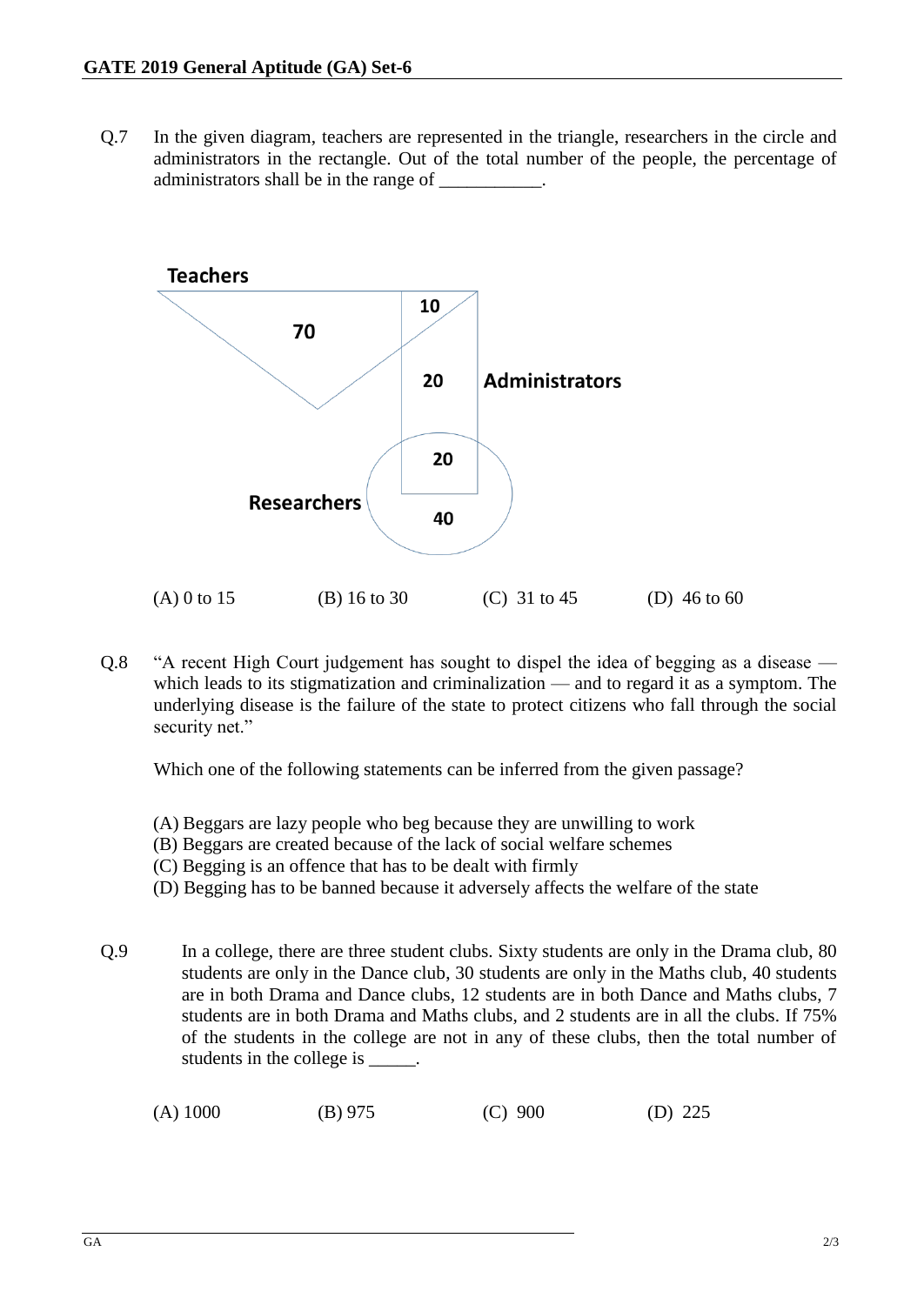Q.7 In the given diagram, teachers are represented in the triangle, researchers in the circle and administrators in the rectangle. Out of the total number of the people, the percentage of administrators shall be in the range of \_\_\_\_\_\_\_\_\_\_\_.

Teachers

70

10

20

Administrators

20

Researchers

40

(A) 0 to 15 (B) 16 to 30 (C) 31 to 45 (D) 46 to 60

Q.8 "A recent High Court judgement has sought to dispel the idea of begging as a disease — which leads to its stigmatization and criminalization — and to regard it as a symptom. The underlying disease is the failure of the state to protect citizens who fall through the social security net."

Which one of the following statements can be inferred from the given passage?

(A) Beggars are lazy people who beg because they are unwilling to work
(B) Beggars are created because of the lack of social welfare schemes
(C) Begging is an offence that has to be dealt with firmly
(D) Begging has to be banned because it adversely affects the welfare of the state

Q.9 In a college, there are three student clubs. Sixty students are only in the Drama club, 80 students are only in the Dance club, 30 students are only in the Maths club, 40 students are in both Drama and Dance clubs, 12 students are in both Dance and Maths clubs, 7 students are in both Drama and Maths clubs, and 2 students are in all the clubs. If 75% of the students in the college are not in any of these clubs, then the total number of students in the college is \_\_\_\_\_.

(A) 1000 (B) 975 (C) 900 (D) 225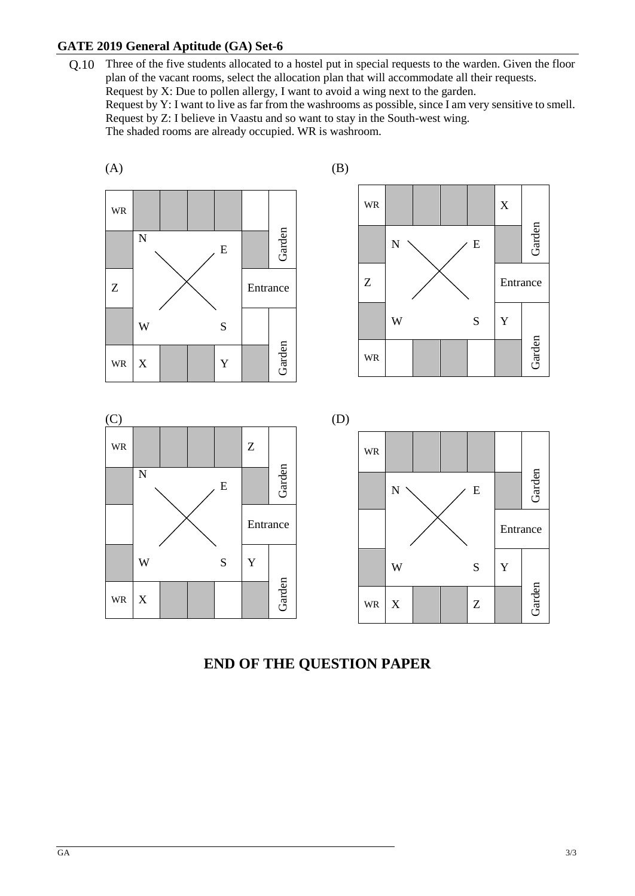## GATE 2019 General Aptitude (GA) Set-6

Q.10 Three of the five students allocated to a hostel put in special requests to the warden. Given the floor plan of the vacant rooms, select the allocation plan that will accommodate all their requests.

Request by X: Due to pollen allergy, I want to avoid a wing next to the garden.

Request by Y: I want to live as far from the washrooms as possible, since I am very sensitive to smell.

Request by Z: I believe in Vaastu and so want to stay in the South-west wing.

The shaded rooms are already occupied. WR is washroom.

(A)

| WR | | | | | | Garden |
|---|---|---|---|---|---|---|
| | N | | | E | | Garden |
| Z | | | | | Entrance | |
| | W | | | S | | Garden |
| WR | X | | | Y | | Garden |

(B)

| WR | | | | | X | Garden |
|---|---|---|---|---|---|---|
| | N | | | E | | Garden |
| Z | | | | | Entrance | |
| | W | | | S | Y | Garden |
| WR | | | | | | Garden |

(C)

| WR | | | | | Z | Garden |
|---|---|---|---|---|---|---|
| | N | | | E | | Garden |
| | | | | | Entrance | |
| | W | | | S | Y | Garden |
| WR | X | | | | | Garden |

(D)

| WR | | | | | | Garden |
|---|---|---|---|---|---|---|
| | N | | | E | | Garden |
| | | | | | Entrance | |
| | W | | | S | Y | Garden |
| WR | X | | | Z | | Garden |

## END OF THE QUESTION PAPER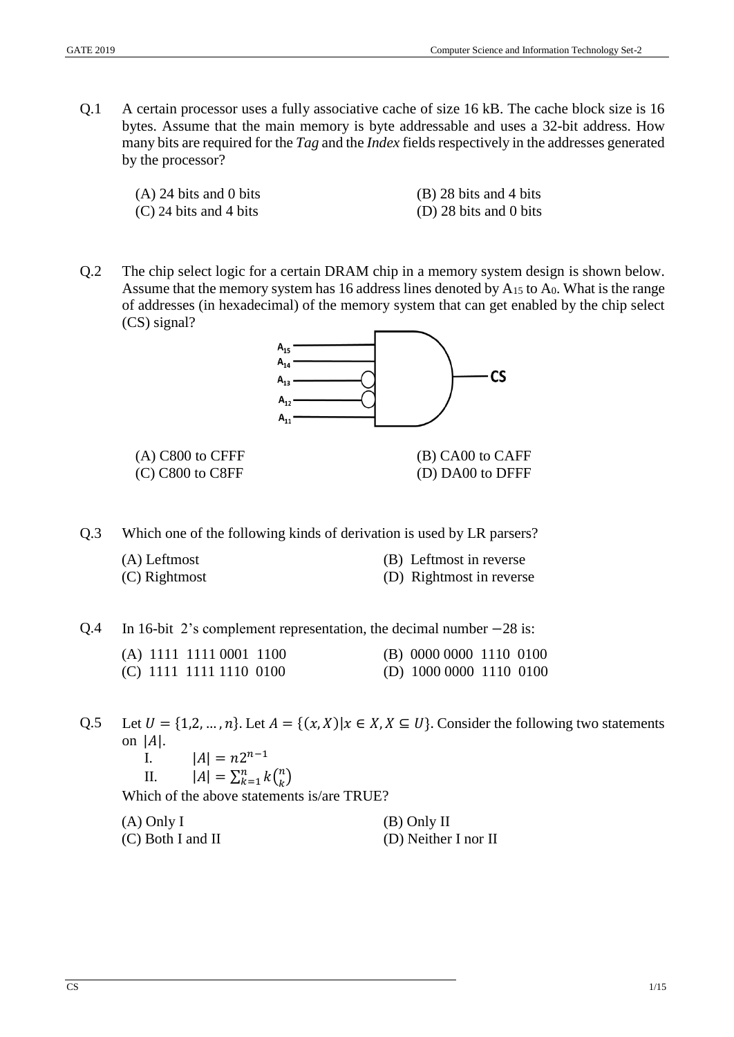Q.1 A certain processor uses a fully associative cache of size 16 kB. The cache block size is 16 bytes. Assume that the main memory is byte addressable and uses a 32-bit address. How many bits are required for the *Tag* and the *Index* fields respectively in the addresses generated by the processor?

(A) 24 bits and 0 bits
(B) 28 bits and 4 bits
(C) 24 bits and 4 bits
(D) 28 bits and 0 bits

Q.2 The chip select logic for a certain DRAM chip in a memory system design is shown below. Assume that the memory system has 16 address lines denoted by $A_{15}$ to $A_0$. What is the range of addresses (in hexadecimal) of the memory system that can get enabled by the chip select (CS) signal?

(Figure: AND gate with inputs $A_{15}$, $A_{14}$, $A_{13}$ (inverted), $A_{12}$ (inverted), $A_{11}$ producing output CS)

(A) C800 to CFFF
(B) CA00 to CAFF
(C) C800 to C8FF
(D) DA00 to DFFF

Q.3 Which one of the following kinds of derivation is used by LR parsers?

(A) Leftmost
(B) Leftmost in reverse
(C) Rightmost
(D) Rightmost in reverse

Q.4 In 16-bit 2's complement representation, the decimal number $-28$ is:

(A) 1111 1111 0001 1100
(B) 0000 0000 1110 0100
(C) 1111 1111 1110 0100
(D) 1000 0000 1110 0100

Q.5 Let $U = \{1,2, \dots, n\}$. Let $A = \{(x, X) | x \in X, X \subseteq U\}$. Consider the following two statements on $|A|$.

I. $|A| = n2^{n-1}$

II. $|A| = \sum_{k=1}^{n} k\binom{n}{k}$

Which of the above statements is/are TRUE?

(A) Only I
(B) Only II
(C) Both I and II
(D) Neither I nor II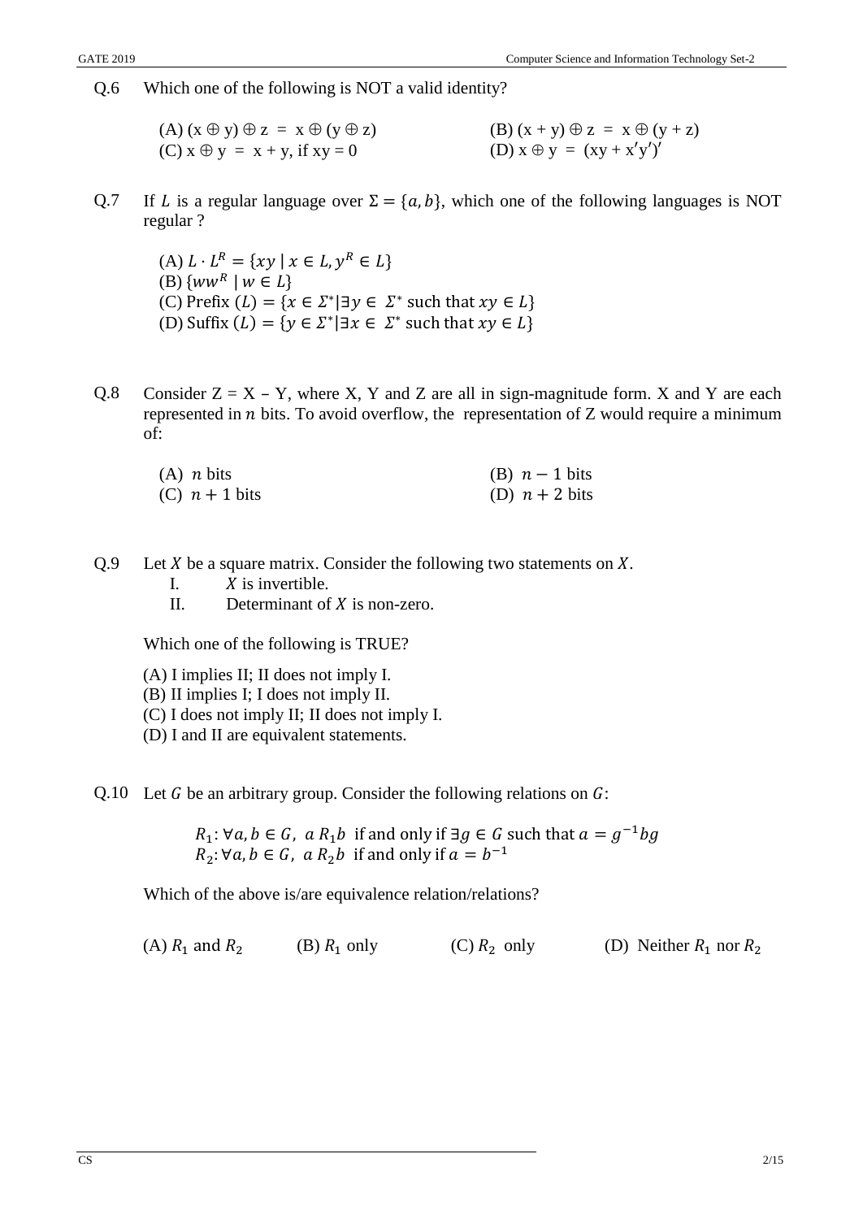Q.6 Which one of the following is NOT a valid identity?

(A) $(x \oplus y) \oplus z = x \oplus (y \oplus z)$

(B) $(x + y) \oplus z = x \oplus (y + z)$

(C) $x \oplus y = x + y$, if $xy = 0$

(D) $x \oplus y = (xy + x'y')'$

Q.7 If $L$ is a regular language over $\Sigma = \{a, b\}$, which one of the following languages is NOT regular ?

(A) $L \cdot L^R = \{xy \mid x \in L, y^R \in L\}$

(B) $\{ww^R \mid w \in L\}$

(C) Prefix $(L) = \{x \in \Sigma^* \mid \exists y \in \Sigma^*$ such that $xy \in L\}$

(D) Suffix $(L) = \{y \in \Sigma^* \mid \exists x \in \Sigma^*$ such that $xy \in L\}$

Q.8 Consider Z = X – Y, where X, Y and Z are all in sign-magnitude form. X and Y are each represented in $n$ bits. To avoid overflow, the representation of Z would require a minimum of:

(A) $n$ bits

(B) $n - 1$ bits

(C) $n + 1$ bits

(D) $n + 2$ bits

Q.9 Let $X$ be a square matrix. Consider the following two statements on $X$.

I. $X$ is invertible.

II. Determinant of $X$ is non-zero.

Which one of the following is TRUE?

(A) I implies II; II does not imply I.

(B) II implies I; I does not imply II.

(C) I does not imply II; II does not imply I.

(D) I and II are equivalent statements.

Q.10 Let $G$ be an arbitrary group. Consider the following relations on $G$:

$R_1: \forall a, b \in G,\ a R_1 b$ if and only if $\exists g \in G$ such that $a = g^{-1}bg$

$R_2: \forall a, b \in G,\ a R_2 b$ if and only if $a = b^{-1}$

Which of the above is/are equivalence relation/relations?

(A) $R_1$ and $R_2$

(B) $R_1$ only

(C) $R_2$ only

(D) Neither $R_1$ nor $R_2$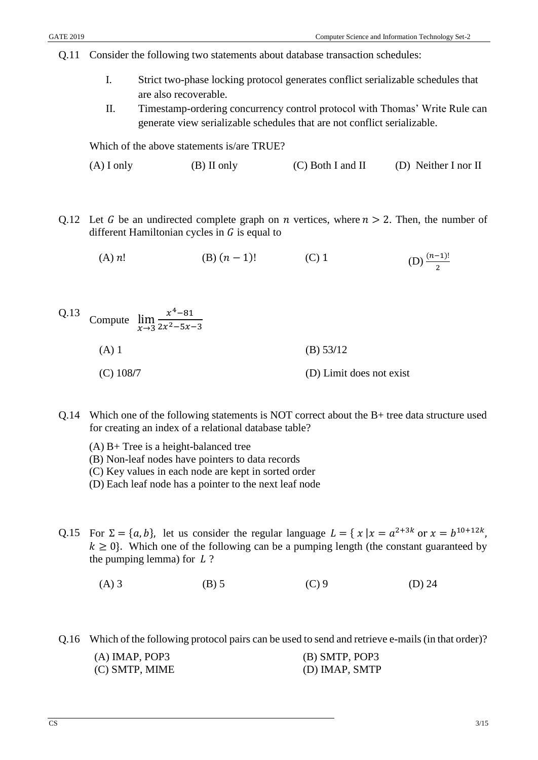Q.11 Consider the following two statements about database transaction schedules:

I. Strict two-phase locking protocol generates conflict serializable schedules that are also recoverable.

II. Timestamp-ordering concurrency control protocol with Thomas' Write Rule can generate view serializable schedules that are not conflict serializable.

Which of the above statements is/are TRUE?

(A) I only  (B) II only  (C) Both I and II  (D) Neither I nor II

Q.12 Let $G$ be an undirected complete graph on $n$ vertices, where $n > 2$. Then, the number of different Hamiltonian cycles in $G$ is equal to

(A) $n!$  (B) $(n-1)!$  (C) 1  (D) $\frac{(n-1)!}{2}$

Q.13 Compute $\lim_{x \to 3} \frac{x^4 - 81}{2x^2 - 5x - 3}$

(A) 1  
(B) 53/12  
(C) 108/7  
(D) Limit does not exist

Q.14 Which one of the following statements is NOT correct about the B+ tree data structure used for creating an index of a relational database table?

(A) B+ Tree is a height-balanced tree  
(B) Non-leaf nodes have pointers to data records  
(C) Key values in each node are kept in sorted order  
(D) Each leaf node has a pointer to the next leaf node

Q.15 For $\Sigma = \{a, b\}$, let us consider the regular language $L = \{ x \mid x = a^{2+3k} \text{ or } x = b^{10+12k}, k \geq 0\}$. Which one of the following can be a pumping length (the constant guaranteed by the pumping lemma) for $L$ ?

(A) 3  (B) 5  (C) 9  (D) 24

Q.16 Which of the following protocol pairs can be used to send and retrieve e-mails (in that order)?

(A) IMAP, POP3  
(B) SMTP, POP3  
(C) SMTP, MIME  
(D) IMAP, SMTP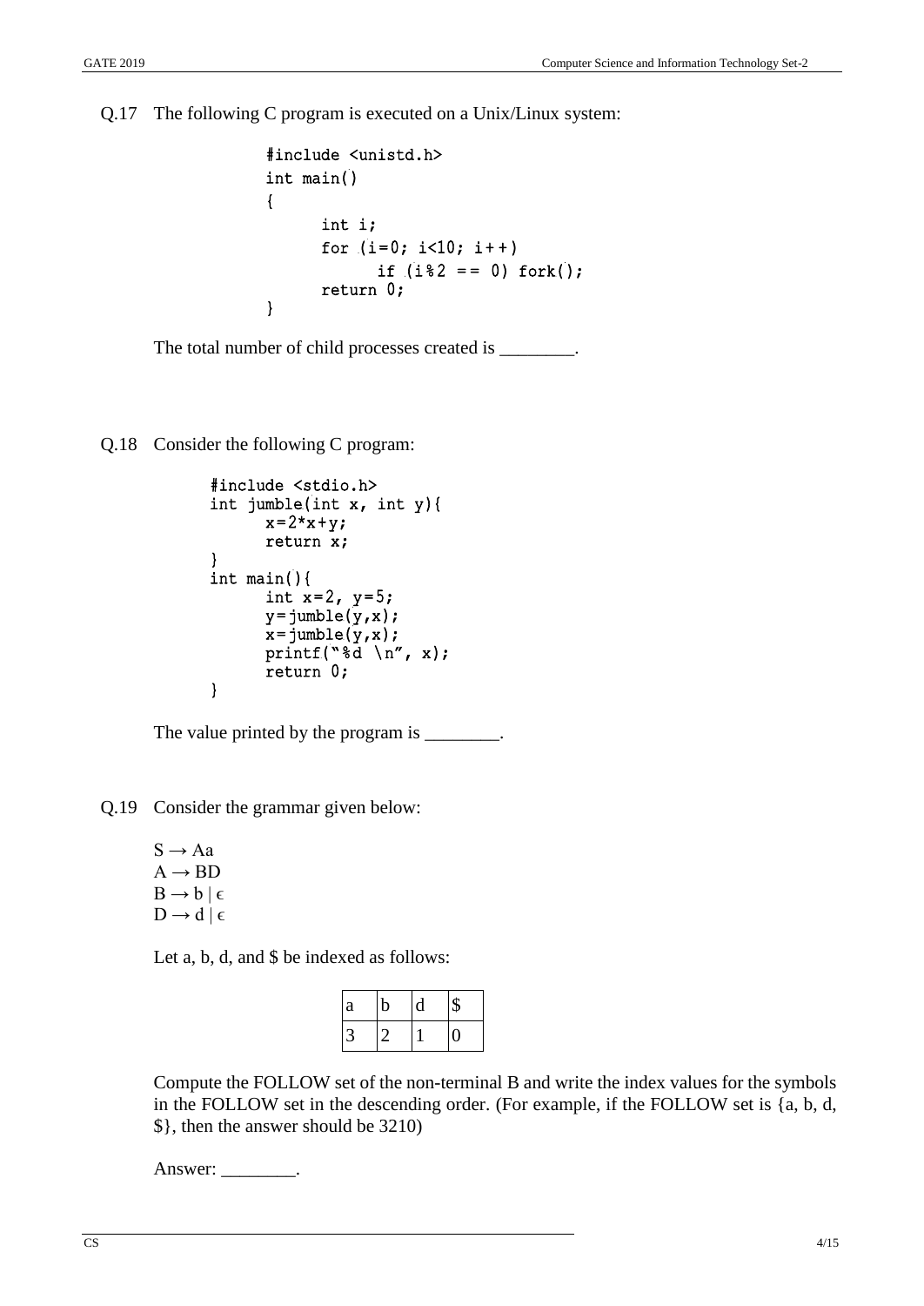Q.17 The following C program is executed on a Unix/Linux system:

```
#include <unistd.h>
int main()
{
      int i;
      for (i=0; i<10; i++)
            if (i%2 == 0) fork();
      return 0;
}
```

The total number of child processes created is ________.

Q.18 Consider the following C program:

```
#include <stdio.h>
int jumble(int x, int y){
      x=2*x+y;
      return x;
}
int main(){
      int x=2, y=5;
      y=jumble(y,x);
      x=jumble(y,x);
      printf("%d \n", x);
      return 0;
}
```

The value printed by the program is ________.

Q.19 Consider the grammar given below:

$S \rightarrow Aa$
$A \rightarrow BD$
$B \rightarrow b \mid \epsilon$
$D \rightarrow d \mid \epsilon$

Let a, b, d, and $ be indexed as follows:

| a | b | d | $ |
|---|---|---|---|
| 3 | 2 | 1 | 0 |

Compute the FOLLOW set of the non-terminal B and write the index values for the symbols in the FOLLOW set in the descending order. (For example, if the FOLLOW set is {a, b, d, $}, then the answer should be 3210)

Answer: ________.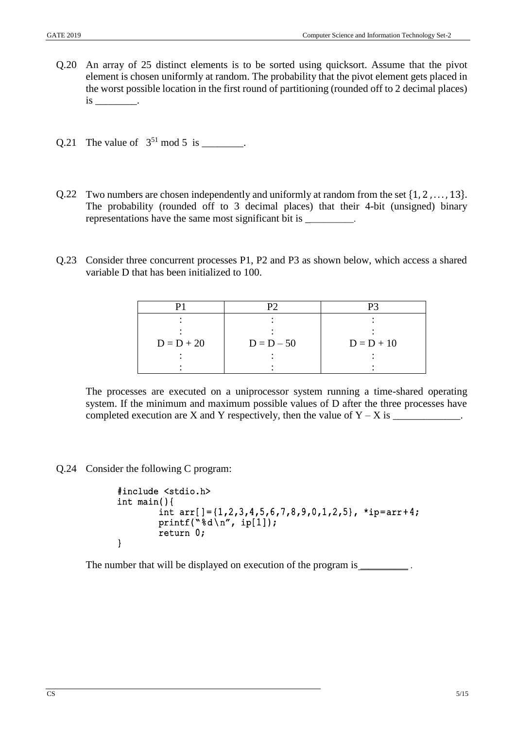Q.20 An array of 25 distinct elements is to be sorted using quicksort. Assume that the pivot element is chosen uniformly at random. The probability that the pivot element gets placed in the worst possible location in the first round of partitioning (rounded off to 2 decimal places) is ________.

Q.21 The value of $3^{51} \bmod 5$ is ________.

Q.22 Two numbers are chosen independently and uniformly at random from the set $\{1, 2, \ldots, 13\}$. The probability (rounded off to 3 decimal places) that their 4-bit (unsigned) binary representations have the same most significant bit is _________.

Q.23 Consider three concurrent processes P1, P2 and P3 as shown below, which access a shared variable D that has been initialized to 100.

| P1 | P2 | P3 |
|---|---|---|
| :<br>:<br>D = D + 20<br>:<br>: | :<br>:<br>D = D – 50<br>:<br>: | :<br>:<br>D = D + 10<br>:<br>: |

The processes are executed on a uniprocessor system running a time-shared operating system. If the minimum and maximum possible values of D after the three processes have completed execution are X and Y respectively, then the value of Y – X is _____________.

Q.24 Consider the following C program:

```
#include <stdio.h>
int main(){
        int arr[]={1,2,3,4,5,6,7,8,9,0,1,2,5}, *ip=arr+4;
        printf("%d\n", ip[1]);
        return 0;
}
```

The number that will be displayed on execution of the program is _________ .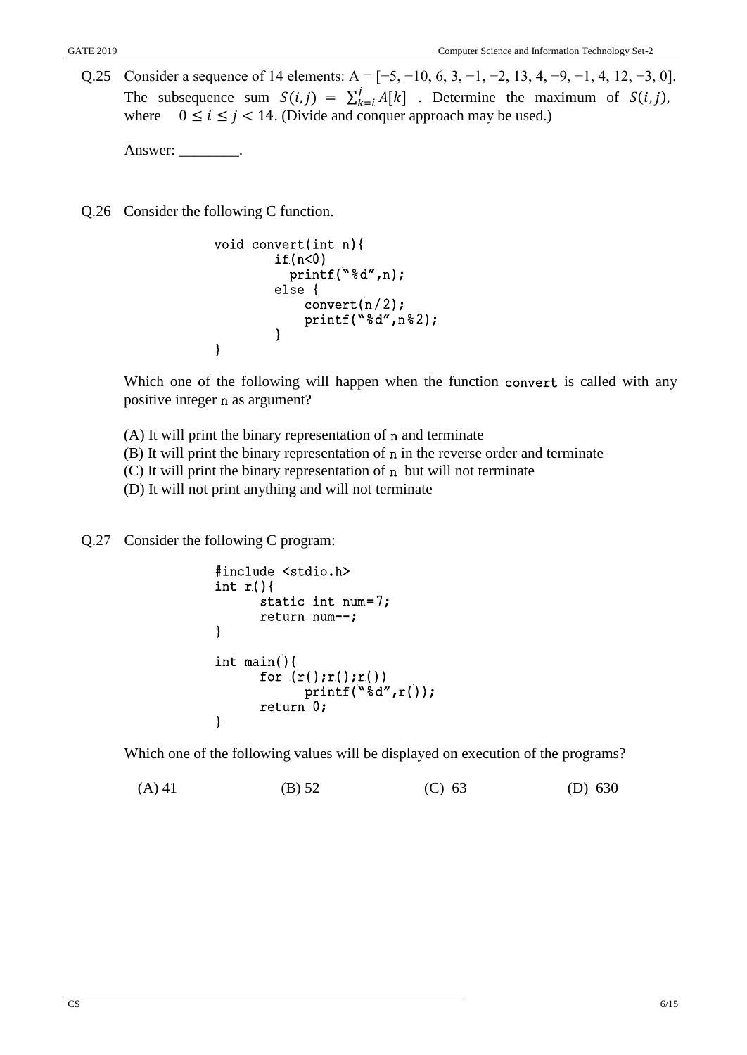Q.25 Consider a sequence of 14 elements: A = [−5, −10, 6, 3, −1, −2, 13, 4, −9, −1, 4, 12, −3, 0]. The subsequence sum $S(i,j) = \sum_{k=i}^{j} A[k]$ . Determine the maximum of $S(i,j)$, where $0 \leq i \leq j < 14$. (Divide and conquer approach may be used.)

Answer: ________.

Q.26 Consider the following C function.

```
void convert(int n){
        if(n<0)
          printf("%d",n);
        else {
            convert(n/2);
            printf("%d",n%2);
        }
}
```

Which one of the following will happen when the function convert is called with any positive integer n as argument?

(A) It will print the binary representation of n and terminate
(B) It will print the binary representation of n in the reverse order and terminate
(C) It will print the binary representation of n but will not terminate
(D) It will not print anything and will not terminate

Q.27 Consider the following C program:

```
#include <stdio.h>
int r(){
      static int num=7;
      return num--;
}

int main(){
      for (r();r();r())
            printf("%d",r());
      return 0;
}
```

Which one of the following values will be displayed on execution of the programs?

(A) 41 (B) 52 (C) 63 (D) 630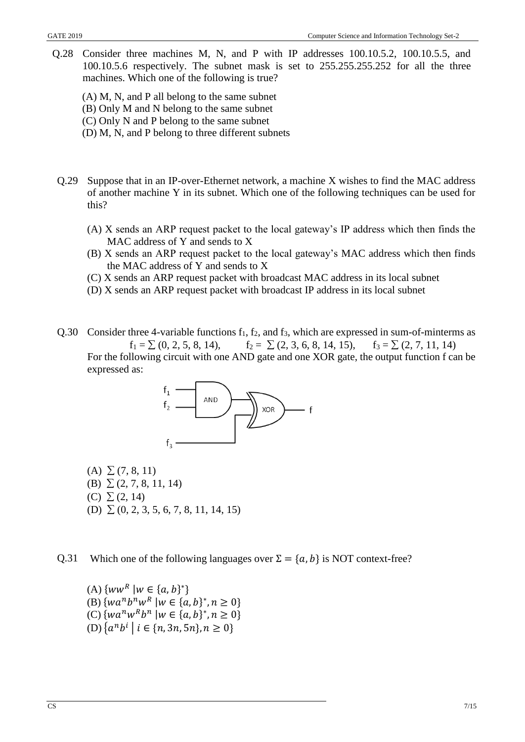Q.28 Consider three machines M, N, and P with IP addresses 100.10.5.2, 100.10.5.5, and 100.10.5.6 respectively. The subnet mask is set to 255.255.255.252 for all the three machines. Which one of the following is true?

(A) M, N, and P all belong to the same subnet
(B) Only M and N belong to the same subnet
(C) Only N and P belong to the same subnet
(D) M, N, and P belong to three different subnets

Q.29 Suppose that in an IP-over-Ethernet network, a machine X wishes to find the MAC address of another machine Y in its subnet. Which one of the following techniques can be used for this?

(A) X sends an ARP request packet to the local gateway's IP address which then finds the MAC address of Y and sends to X
(B) X sends an ARP request packet to the local gateway's MAC address which then finds the MAC address of Y and sends to X
(C) X sends an ARP request packet with broadcast MAC address in its local subnet
(D) X sends an ARP request packet with broadcast IP address in its local subnet

Q.30 Consider three 4-variable functions $f_1$, $f_2$, and $f_3$, which are expressed in sum-of-minterms as

$$f_1 = \sum(0, 2, 5, 8, 14), \qquad f_2 = \sum(2, 3, 6, 8, 14, 15), \qquad f_3 = \sum(2, 7, 11, 14)$$

For the following circuit with one AND gate and one XOR gate, the output function f can be expressed as:

[Circuit: $f_1$ and $f_2$ feed an AND gate; the AND output and $f_3$ feed an XOR gate whose output is f]

(A) $\sum(7, 8, 11)$
(B) $\sum(2, 7, 8, 11, 14)$
(C) $\sum(2, 14)$
(D) $\sum(0, 2, 3, 5, 6, 7, 8, 11, 14, 15)$

Q.31 Which one of the following languages over $\Sigma = \{a, b\}$ is NOT context-free?

(A) $\{ww^R \mid w \in \{a, b\}^*\}$
(B) $\{wa^nb^nw^R \mid w \in \{a, b\}^*, n \geq 0\}$
(C) $\{wa^nw^Rb^n \mid w \in \{a, b\}^*, n \geq 0\}$
(D) $\{a^nb^i \mid i \in \{n, 3n, 5n\}, n \geq 0\}$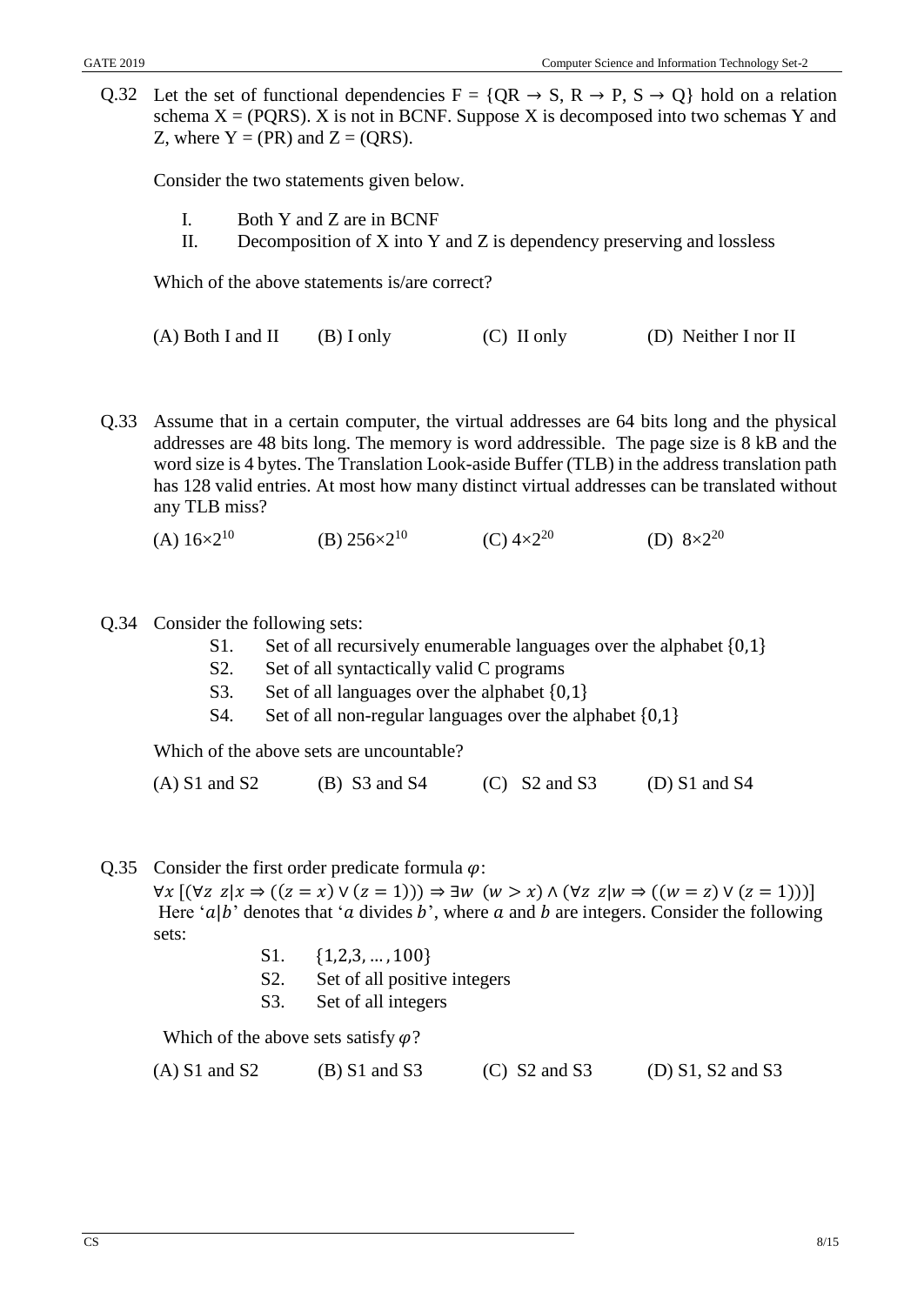Q.32 Let the set of functional dependencies F = {QR → S, R → P, S → Q} hold on a relation schema X = (PQRS). X is not in BCNF. Suppose X is decomposed into two schemas Y and Z, where Y = (PR) and Z = (QRS).

Consider the two statements given below.

I. Both Y and Z are in BCNF
II. Decomposition of X into Y and Z is dependency preserving and lossless

Which of the above statements is/are correct?

(A) Both I and II (B) I only (C) II only (D) Neither I nor II

Q.33 Assume that in a certain computer, the virtual addresses are 64 bits long and the physical addresses are 48 bits long. The memory is word addressible. The page size is 8 kB and the word size is 4 bytes. The Translation Look-aside Buffer (TLB) in the address translation path has 128 valid entries. At most how many distinct virtual addresses can be translated without any TLB miss?

(A) $16 \times 2^{10}$ (B) $256 \times 2^{10}$ (C) $4 \times 2^{20}$ (D) $8 \times 2^{20}$

Q.34 Consider the following sets:

S1. Set of all recursively enumerable languages over the alphabet {0,1}
S2. Set of all syntactically valid C programs
S3. Set of all languages over the alphabet {0,1}
S4. Set of all non-regular languages over the alphabet {0,1}

Which of the above sets are uncountable?

(A) S1 and S2 (B) S3 and S4 (C) S2 and S3 (D) S1 and S4

Q.35 Consider the first order predicate formula $\varphi$:

$\forall x\ [(\forall z\ z|x \Rightarrow ((z = x) \vee (z = 1))) \Rightarrow \exists w\ (w > x) \wedge (\forall z\ z|w \Rightarrow ((w = z) \vee (z = 1)))]$

Here '$a|b$' denotes that '$a$ divides $b$', where $a$ and $b$ are integers. Consider the following sets:

S1. $\{1,2,3, \ldots, 100\}$
S2. Set of all positive integers
S3. Set of all integers

Which of the above sets satisfy $\varphi$?

(A) S1 and S2 (B) S1 and S3 (C) S2 and S3 (D) S1, S2 and S3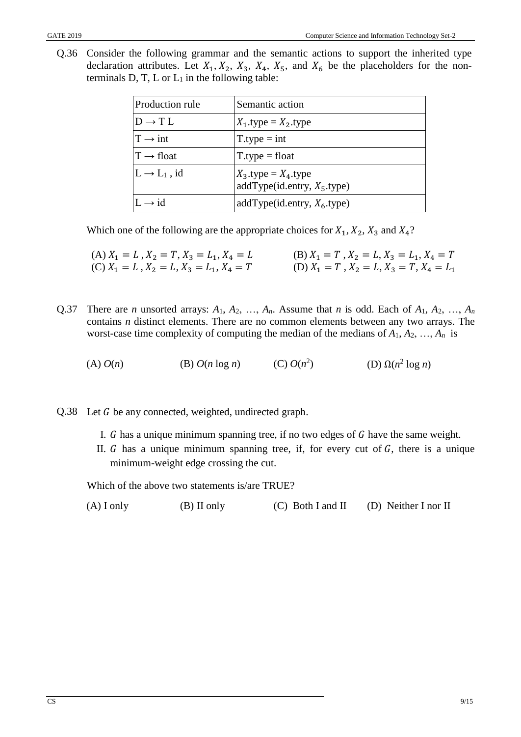Q.36 Consider the following grammar and the semantic actions to support the inherited type declaration attributes. Let $X_1, X_2, X_3, X_4, X_5$, and $X_6$ be the placeholders for the non-terminals D, T, L or $L_1$ in the following table:

| Production rule | Semantic action |
|---|---|
| D → T L | $X_1$.type = $X_2$.type |
| T → int | T.type = int |
| T → float | T.type = float |
| L → $L_1$ , id | $X_3$.type = $X_4$.type<br>addType(id.entry, $X_5$.type) |
| L → id | addType(id.entry, $X_6$.type) |

Which one of the following are the appropriate choices for $X_1, X_2, X_3$ and $X_4$?

(A) $X_1 = L$ , $X_2 = T$, $X_3 = L_1$, $X_4 = L$

(B) $X_1 = T$ , $X_2 = L$, $X_3 = L_1$, $X_4 = T$

(C) $X_1 = L$ , $X_2 = L$, $X_3 = L_1$, $X_4 = T$

(D) $X_1 = T$ , $X_2 = L$, $X_3 = T$, $X_4 = L_1$

Q.37 There are *n* unsorted arrays: $A_1, A_2, \ldots, A_n$. Assume that *n* is odd. Each of $A_1, A_2, \ldots, A_n$ contains *n* distinct elements. There are no common elements between any two arrays. The worst-case time complexity of computing the median of the medians of $A_1, A_2, \ldots, A_n$ is

(A) $O(n)$

(B) $O(n \log n)$

(C) $O(n^2)$

(D) $\Omega(n^2 \log n)$

Q.38 Let $G$ be any connected, weighted, undirected graph.

I. $G$ has a unique minimum spanning tree, if no two edges of $G$ have the same weight.

II. $G$ has a unique minimum spanning tree, if, for every cut of $G$, there is a unique minimum-weight edge crossing the cut.

Which of the above two statements is/are TRUE?

(A) I only

(B) II only

(C) Both I and II

(D) Neither I nor II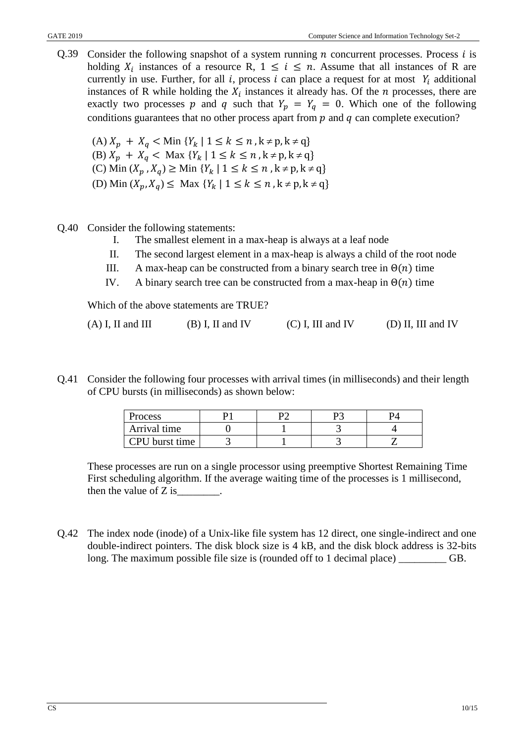Q.39 Consider the following snapshot of a system running $n$ concurrent processes. Process $i$ is holding $X_i$ instances of a resource R, $1 \leq i \leq n$. Assume that all instances of R are currently in use. Further, for all $i$, process $i$ can place a request for at most $Y_i$ additional instances of R while holding the $X_i$ instances it already has. Of the $n$ processes, there are exactly two processes $p$ and $q$ such that $Y_p = Y_q = 0$. Which one of the following conditions guarantees that no other process apart from $p$ and $q$ can complete execution?

(A) $X_p + X_q < \text{Min}\ \{Y_k \mid 1 \leq k \leq n, k \neq p, k \neq q\}$

(B) $X_p + X_q < \text{Max}\ \{Y_k \mid 1 \leq k \leq n, k \neq p, k \neq q\}$

(C) $\text{Min}\ (X_p, X_q) \geq \text{Min}\ \{Y_k \mid 1 \leq k \leq n, k \neq p, k \neq q\}$

(D) $\text{Min}\ (X_p, X_q) \leq \text{Max}\ \{Y_k \mid 1 \leq k \leq n, k \neq p, k \neq q\}$

Q.40 Consider the following statements:

I. The smallest element in a max-heap is always at a leaf node

II. The second largest element in a max-heap is always a child of the root node

III. A max-heap can be constructed from a binary search tree in $\Theta(n)$ time

IV. A binary search tree can be constructed from a max-heap in $\Theta(n)$ time

Which of the above statements are TRUE?

(A) I, II and III (B) I, II and IV (C) I, III and IV (D) II, III and IV

Q.41 Consider the following four processes with arrival times (in milliseconds) and their length of CPU bursts (in milliseconds) as shown below:

| Process | P1 | P2 | P3 | P4 |
|---|---|---|---|---|
| Arrival time | 0 | 1 | 3 | 4 |
| CPU burst time | 3 | 1 | 3 | Z |

These processes are run on a single processor using preemptive Shortest Remaining Time First scheduling algorithm. If the average waiting time of the processes is 1 millisecond, then the value of Z is________.

Q.42 The index node (inode) of a Unix-like file system has 12 direct, one single-indirect and one double-indirect pointers. The disk block size is 4 kB, and the disk block address is 32-bits long. The maximum possible file size is (rounded off to 1 decimal place) _________ GB.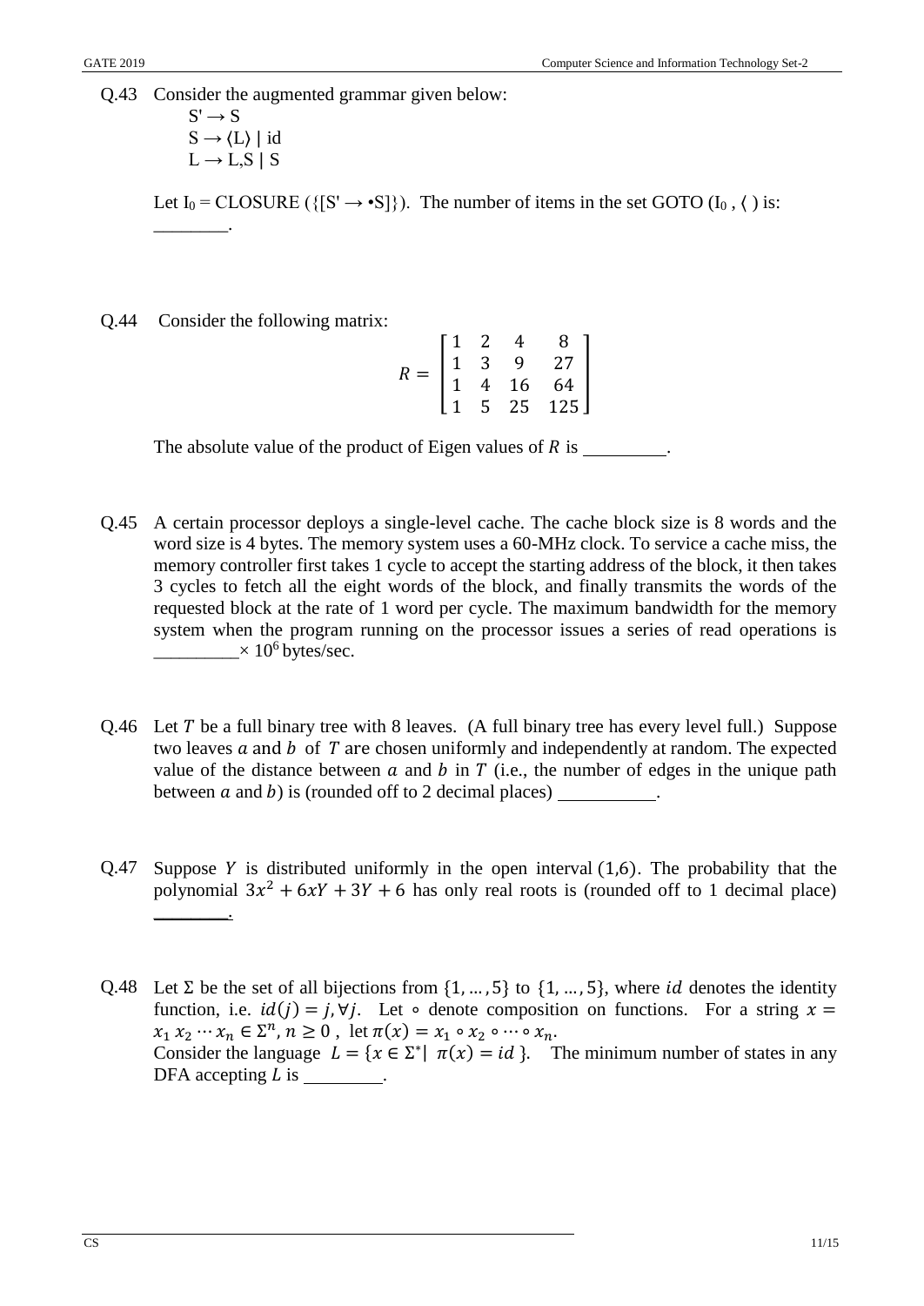Q.43 Consider the augmented grammar given below:

S' → S
S → ⟨L⟩ | id
L → L,S | S

Let $I_0$ = CLOSURE ({[S' → •S]}). The number of items in the set GOTO ($I_0$ , ⟨ ) is: ________.

Q.44 Consider the following matrix:

$$R = \begin{bmatrix} 1 & 2 & 4 & 8 \\ 1 & 3 & 9 & 27 \\ 1 & 4 & 16 & 64 \\ 1 & 5 & 25 & 125 \end{bmatrix}$$

The absolute value of the product of Eigen values of $R$ is ________.

Q.45 A certain processor deploys a single-level cache. The cache block size is 8 words and the word size is 4 bytes. The memory system uses a 60-MHz clock. To service a cache miss, the memory controller first takes 1 cycle to accept the starting address of the block, it then takes 3 cycles to fetch all the eight words of the block, and finally transmits the words of the requested block at the rate of 1 word per cycle. The maximum bandwidth for the memory system when the program running on the processor issues a series of read operations is ________ $\times 10^6$ bytes/sec.

Q.46 Let $T$ be a full binary tree with 8 leaves. (A full binary tree has every level full.) Suppose two leaves $a$ and $b$ of $T$ are chosen uniformly and independently at random. The expected value of the distance between $a$ and $b$ in $T$ (i.e., the number of edges in the unique path between $a$ and $b$) is (rounded off to 2 decimal places) ________.

Q.47 Suppose $Y$ is distributed uniformly in the open interval $(1,6)$. The probability that the polynomial $3x^2 + 6xY + 3Y + 6$ has only real roots is (rounded off to 1 decimal place) ________.

Q.48 Let $\Sigma$ be the set of all bijections from $\{1, \dots, 5\}$ to $\{1, \dots, 5\}$, where $id$ denotes the identity function, i.e. $id(j) = j, \forall j$. Let $\circ$ denote composition on functions. For a string $x = x_1\, x_2 \cdots x_n \in \Sigma^n, n \geq 0$, let $\pi(x) = x_1 \circ x_2 \circ \cdots \circ x_n$.

Consider the language $L = \{x \in \Sigma^* |\ \pi(x) = id\}$. The minimum number of states in any DFA accepting $L$ is ________.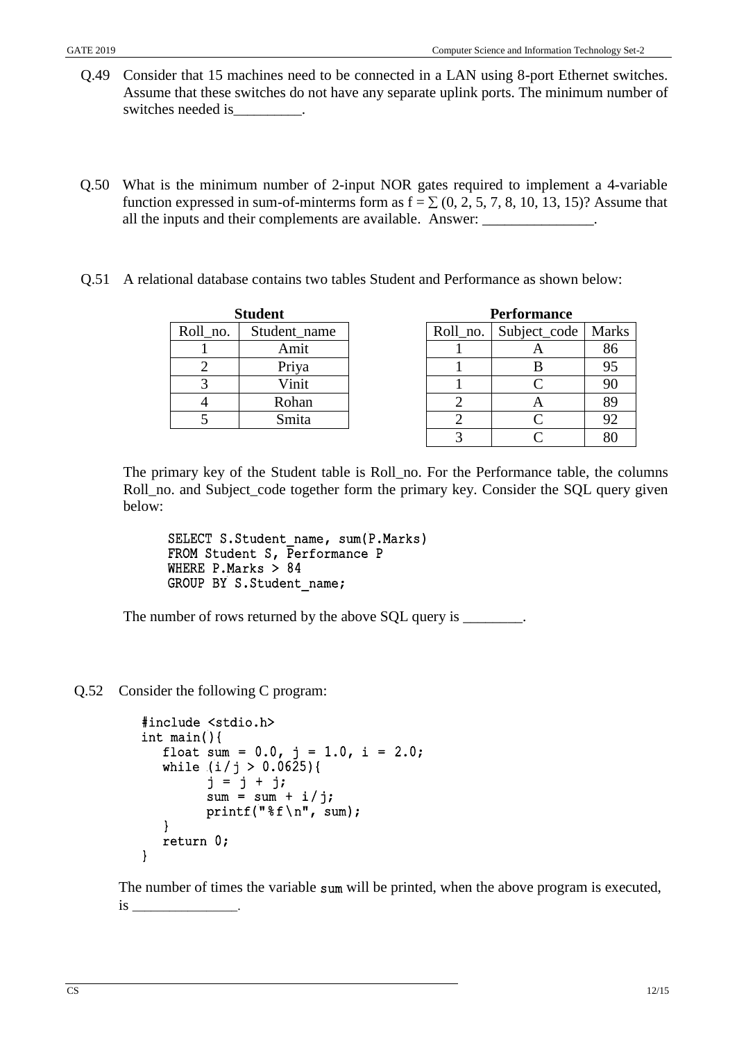Q.49 Consider that 15 machines need to be connected in a LAN using 8-port Ethernet switches. Assume that these switches do not have any separate uplink ports. The minimum number of switches needed is_________.

Q.50 What is the minimum number of 2-input NOR gates required to implement a 4-variable function expressed in sum-of-minterms form as $f = \sum (0, 2, 5, 7, 8, 10, 13, 15)$? Assume that all the inputs and their complements are available. Answer: _______________.

Q.51 A relational database contains two tables Student and Performance as shown below:

**Student**

| Roll_no. | Student_name |
|---|---|
| 1 | Amit |
| 2 | Priya |
| 3 | Vinit |
| 4 | Rohan |
| 5 | Smita |

**Performance**

| Roll_no. | Subject_code | Marks |
|---|---|---|
| 1 | A | 86 |
| 1 | B | 95 |
| 1 | C | 90 |
| 2 | A | 89 |
| 2 | C | 92 |
| 3 | C | 80 |

The primary key of the Student table is Roll_no. For the Performance table, the columns Roll_no. and Subject_code together form the primary key. Consider the SQL query given below:

```
SELECT S.Student_name, sum(P.Marks)
FROM Student S, Performance P
WHERE P.Marks > 84
GROUP BY S.Student_name;
```

The number of rows returned by the above SQL query is ________.

Q.52 Consider the following C program:

```
#include <stdio.h>
int main(){
   float sum = 0.0, j = 1.0, i = 2.0;
   while (i/j > 0.0625){
         j = j + j;
         sum = sum + i/j;
         printf("%f\n", sum);
   }
   return 0;
}
```

The number of times the variable sum will be printed, when the above program is executed, is _______________.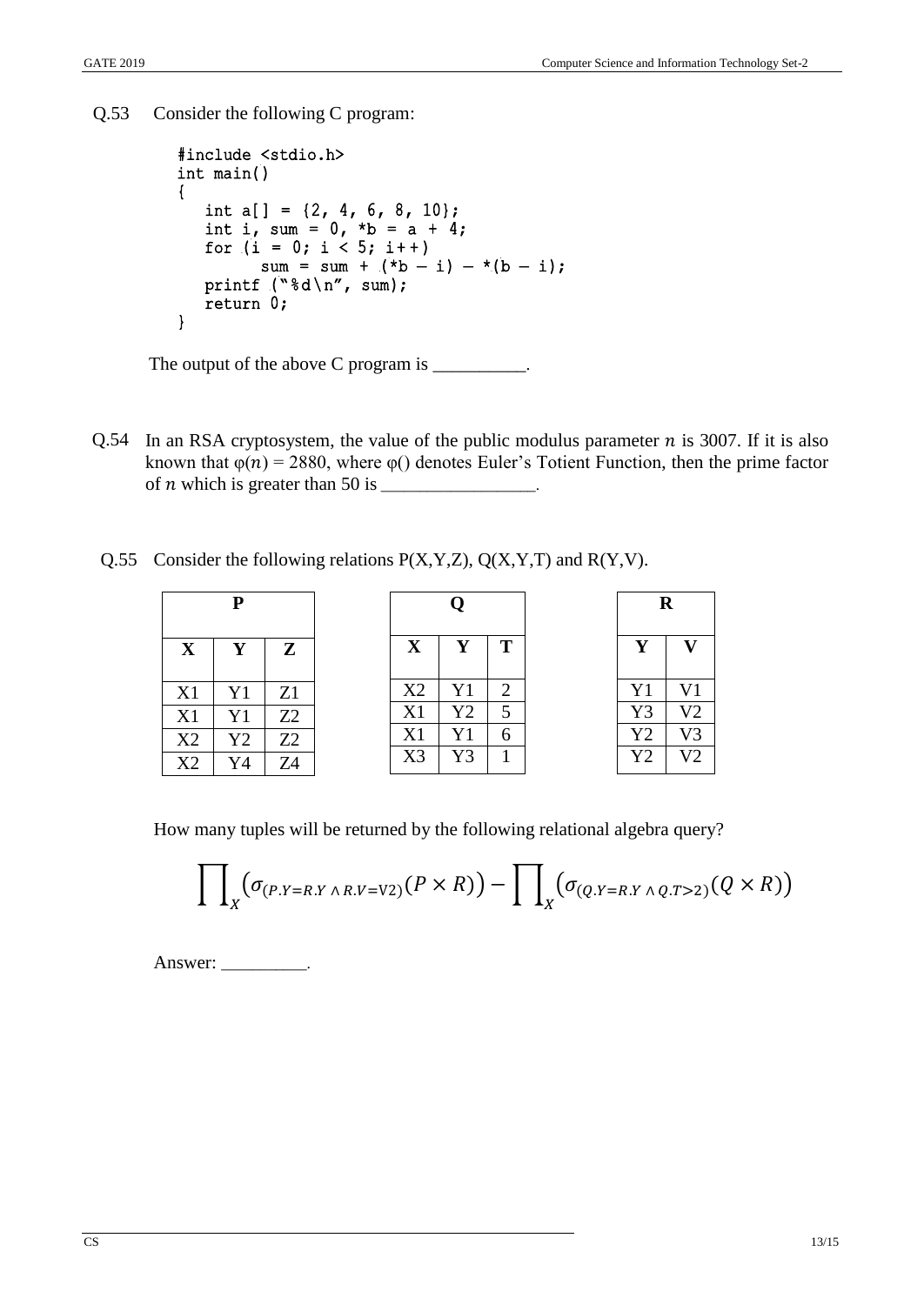Q.53 Consider the following C program:

```
#include <stdio.h>
int main()
{
   int a[] = {2, 4, 6, 8, 10};
   int i, sum = 0, *b = a + 4;
   for (i = 0; i < 5; i++)
        sum = sum + (*b - i) - *(b - i);
   printf ("%d\n", sum);
   return 0;
}
```

The output of the above C program is __________.

Q.54 In an RSA cryptosystem, the value of the public modulus parameter $n$ is 3007. If it is also known that $\varphi(n) = 2880$, where $\varphi()$ denotes Euler's Totient Function, then the prime factor of $n$ which is greater than 50 is _________________.

Q.55 Consider the following relations P(X,Y,Z), Q(X,Y,T) and R(Y,V).

**P**

| X | Y | Z |
|---|---|---|
| X1 | Y1 | Z1 |
| X1 | Y1 | Z2 |
| X2 | Y2 | Z2 |
| X2 | Y4 | Z4 |

**Q**

| X | Y | T |
|---|---|---|
| X2 | Y1 | 2 |
| X1 | Y2 | 5 |
| X1 | Y1 | 6 |
| X3 | Y3 | 1 |

**R**

| Y | V |
|---|---|
| Y1 | V1 |
| Y3 | V2 |
| Y2 | V3 |
| Y2 | V2 |

How many tuples will be returned by the following relational algebra query?

$$\prod_{X}\left(\sigma_{(P.Y=R.Y \wedge R.V=\text{V2})}(P \times R)\right) - \prod_{X}\left(\sigma_{(Q.Y=R.Y \wedge Q.T>2)}(Q \times R)\right)$$

Answer: __________.